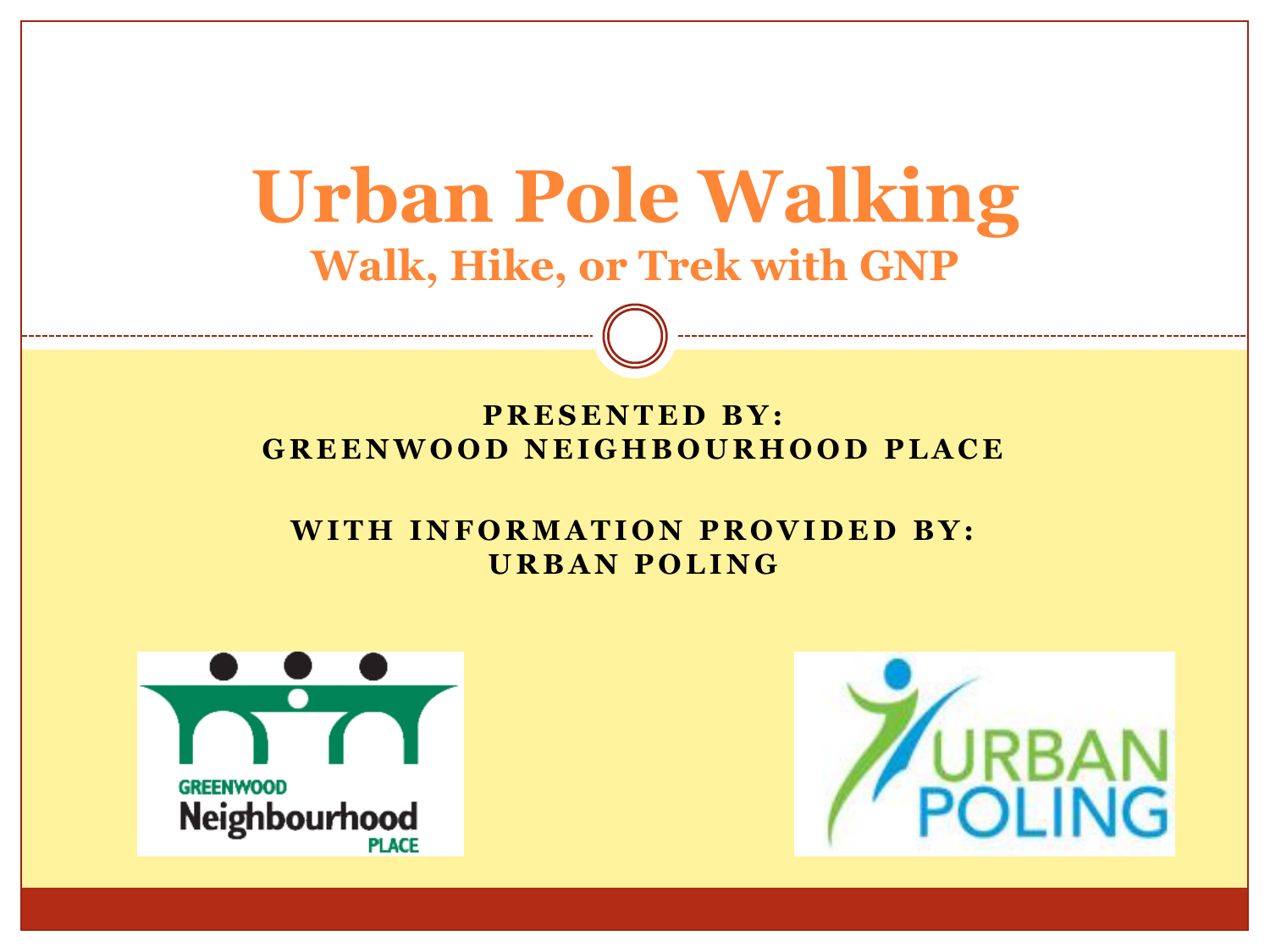# Urban Pole Walking

## Walk, Hike, or Trek with GNP

**PRESENTED BY:**
**GREENWOOD NEIGHBOURHOOD PLACE**

**WITH INFORMATION PROVIDED BY:**
**URBAN POLING**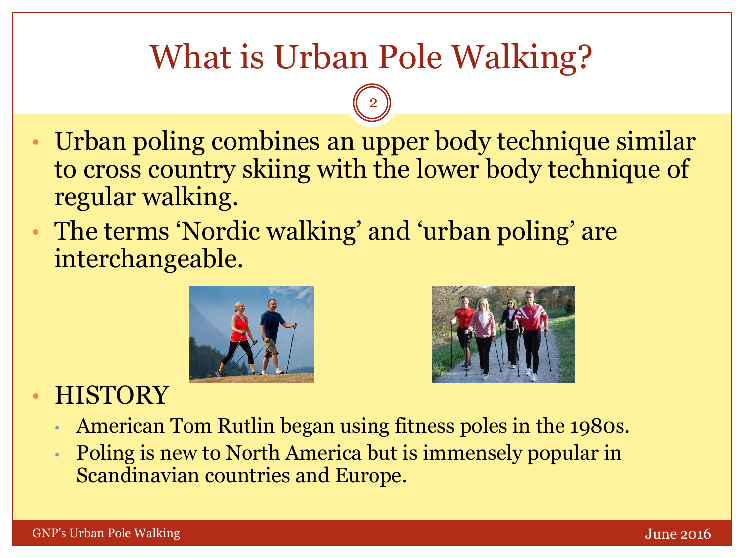# What is Urban Pole Walking?

- Urban poling combines an upper body technique similar to cross country skiing with the lower body technique of regular walking.
- The terms 'Nordic walking' and 'urban poling' are interchangeable.
- HISTORY
  - American Tom Rutlin began using fitness poles in the 1980s.
  - Poling is new to North America but is immensely popular in Scandinavian countries and Europe.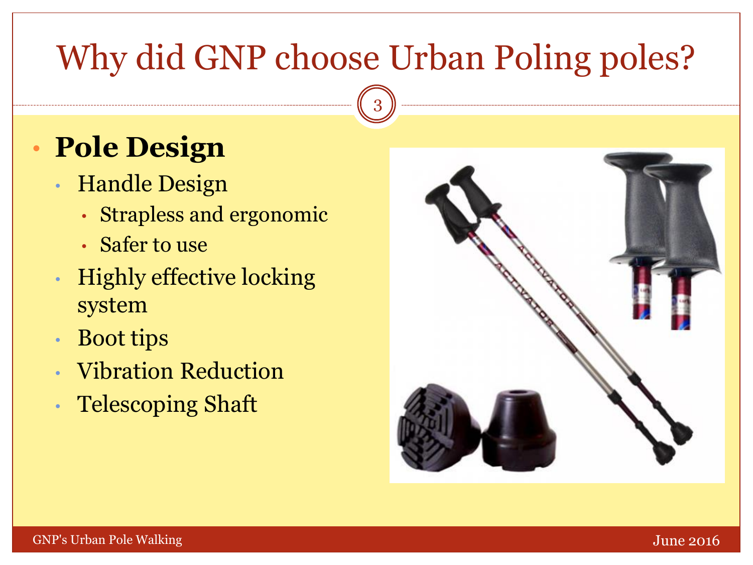# Why did GNP choose Urban Poling poles?

- **Pole Design**
  - Handle Design
    - Strapless and ergonomic
    - Safer to use
  - Highly effective locking system
  - Boot tips
  - Vibration Reduction
  - Telescoping Shaft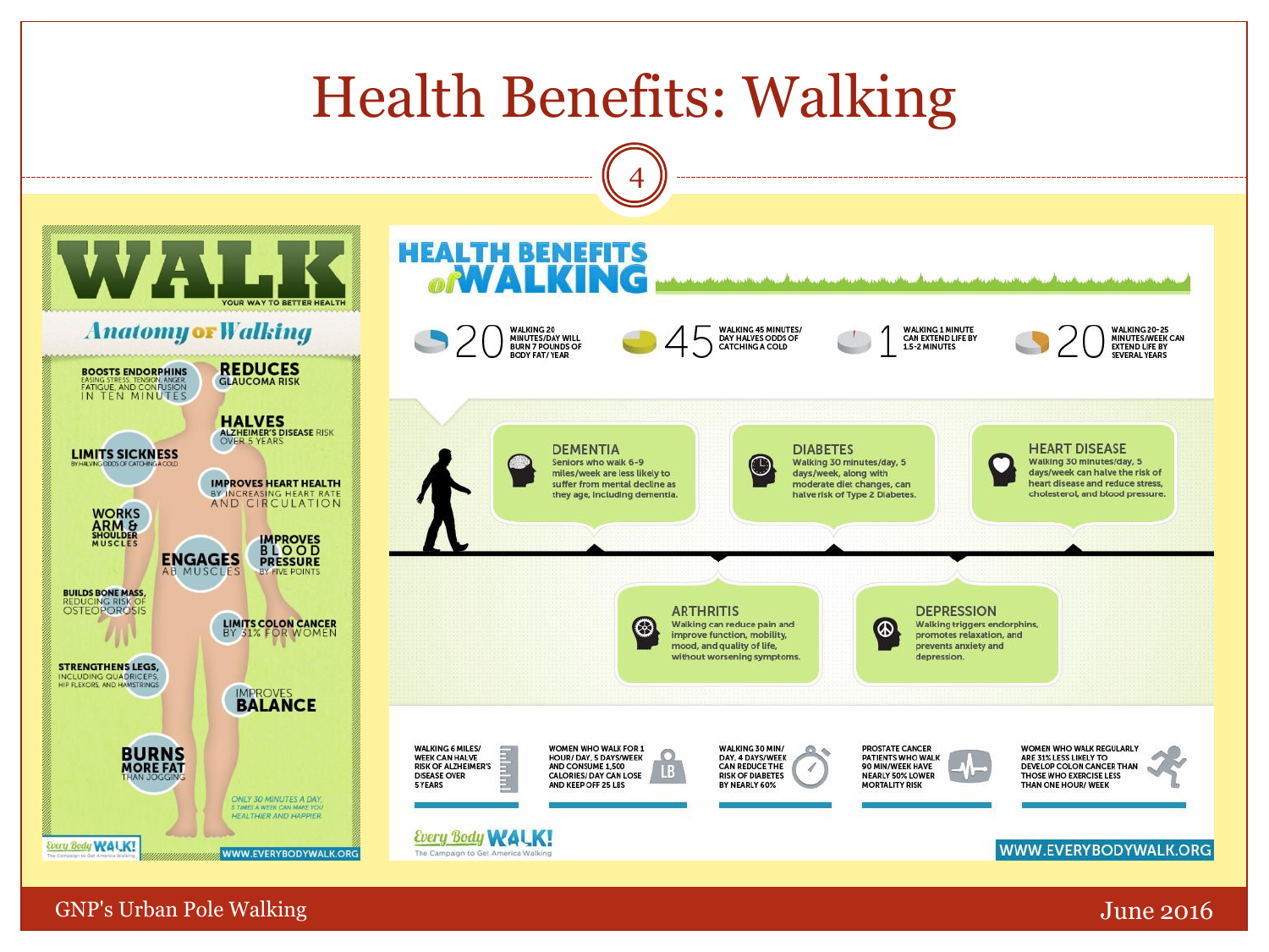# Health Benefits: Walking

## WALK
YOUR WAY TO BETTER HEALTH

### Anatomy of Walking

- **BOOSTS ENDORPHINS** EASING STRESS, TENSION, ANGER, FATIGUE, AND CONFUSION IN TEN MINUTES
- **REDUCES** GLAUCOMA RISK
- **HALVES** ALZHEIMER'S DISEASE RISK OVER 5 YEARS
- **LIMITS SICKNESS** BY HALVING ODDS OF CATCHING A COLD
- **IMPROVES HEART HEALTH** BY INCREASING HEART RATE AND CIRCULATION
- **WORKS ARM & SHOULDER MUSCLES**
- **IMPROVES BLOOD PRESSURE** BY FIVE POINTS
- **ENGAGES** AB MUSCLES
- **BUILDS BONE MASS,** REDUCING RISK OF OSTEOPOROSIS
- **LIMITS COLON CANCER** BY 31% FOR WOMEN
- **STRENGTHENS LEGS,** INCLUDING QUADRICEPS, HIP FLEXORS, AND HAMSTRINGS
- **IMPROVES BALANCE**
- **BURNS MORE FAT** THAN JOGGING

ONLY 30 MINUTES A DAY, 5 TIMES A WEEK CAN MAKE YOU HEALTHIER AND HAPPIER.

Every Body WALK! The Campaign to Get America Walking — WWW.EVERYBODYWALK.ORG

## HEALTH BENEFITS of WALKING

- **20** — WALKING 20 MINUTES/DAY WILL BURN 7 POUNDS OF BODY FAT/ YEAR
- **45** — WALKING 45 MINUTES/ DAY HALVES ODDS OF CATCHING A COLD
- **1** — WALKING 1 MINUTE CAN EXTEND LIFE BY 1.5-2 MINUTES
- **20** — WALKING 20-25 MINUTES/WEEK CAN EXTEND LIFE BY SEVERAL YEARS

**DEMENTIA**
Seniors who walk 6-9 miles/week are less likely to suffer from mental decline as they age, including dementia.

**DIABETES**
Walking 30 minutes/day, 5 days/week, along with moderate diet changes, can halve risk of Type 2 Diabetes.

**HEART DISEASE**
Walking 30 minutes/day, 5 days/week can halve the risk of heart disease and reduce stress, cholesterol, and blood pressure.

**ARTHRITIS**
Walking can reduce pain and improve function, mobility, mood, and quality of life, without worsening symptoms.

**DEPRESSION**
Walking triggers endorphins, promotes relaxation, and prevents anxiety and depression.

- WALKING 6 MILES/ WEEK CAN HALVE RISK OF ALZHEIMER'S DISEASE OVER 5 YEARS
- WOMEN WHO WALK FOR 1 HOUR/ DAY, 5 DAYS/WEEK AND CONSUME 1,500 CALORIES/ DAY CAN LOSE AND KEEP OFF 25 LBS
- WALKING 30 MIN/ DAY, 4 DAYS/WEEK CAN REDUCE THE RISK OF DIABETES BY NEARLY 60%
- PROSTATE CANCER PATIENTS WHO WALK 90 MIN/WEEK HAVE NEARLY 50% LOWER MORTALITY RISK
- WOMEN WHO WALK REGULARLY ARE 31% LESS LIKELY TO DEVELOP COLON CANCER THAN THOSE WHO EXERCISE LESS THAN ONE HOUR/ WEEK

Every Body WALK! The Campaign to Get America Walking — WWW.EVERYBODYWALK.ORG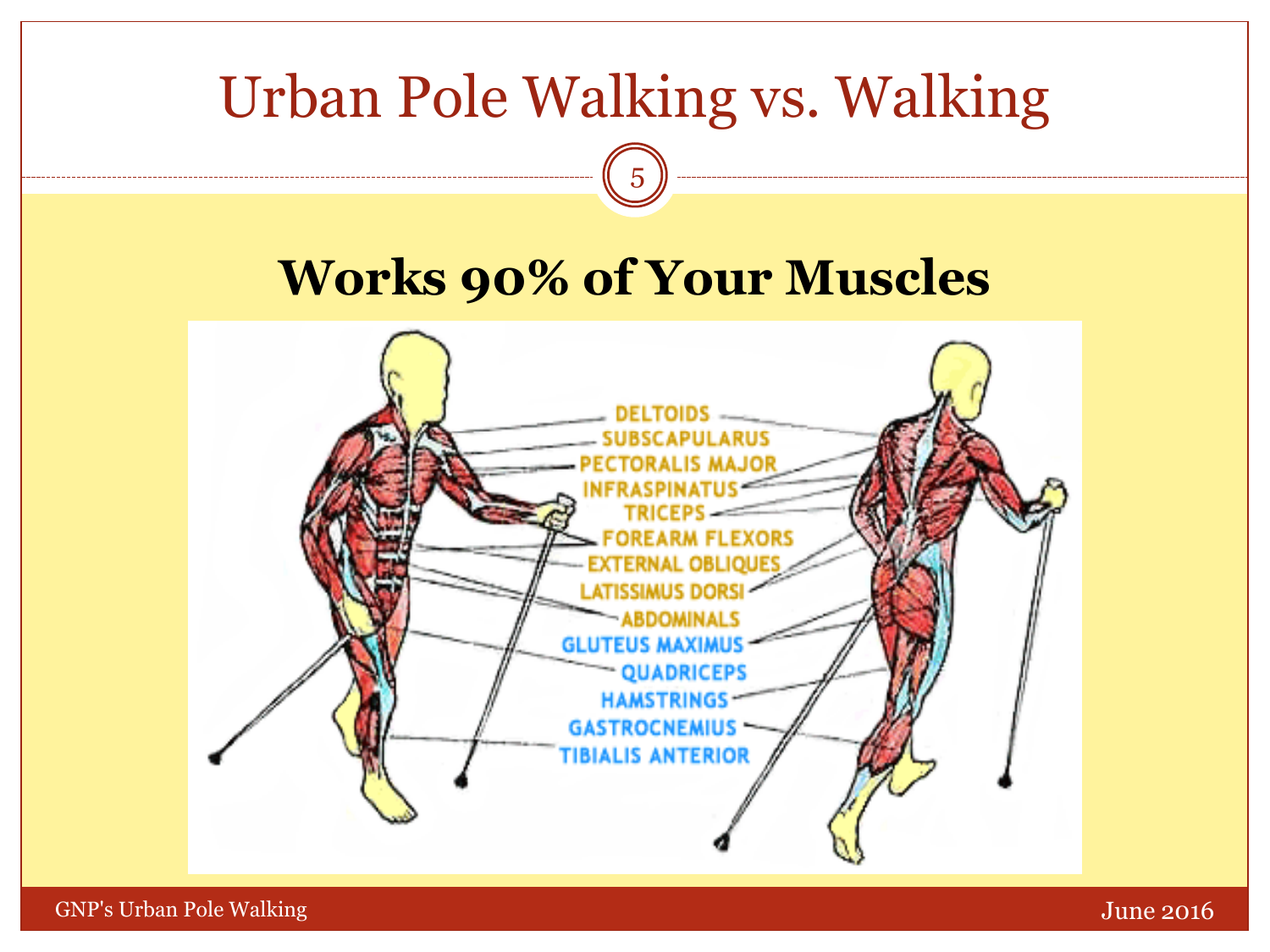# Urban Pole Walking vs. Walking

## Works 90% of Your Muscles

DELTOIDS
SUBSCAPULARUS
PECTORALIS MAJOR
INFRASPINATUS
TRICEPS
FOREARM FLEXORS
EXTERNAL OBLIQUES
LATISSIMUS DORSI
ABDOMINALS
GLUTEUS MAXIMUS
QUADRICEPS
HAMSTRINGS
GASTROCNEMIUS
TIBIALIS ANTERIOR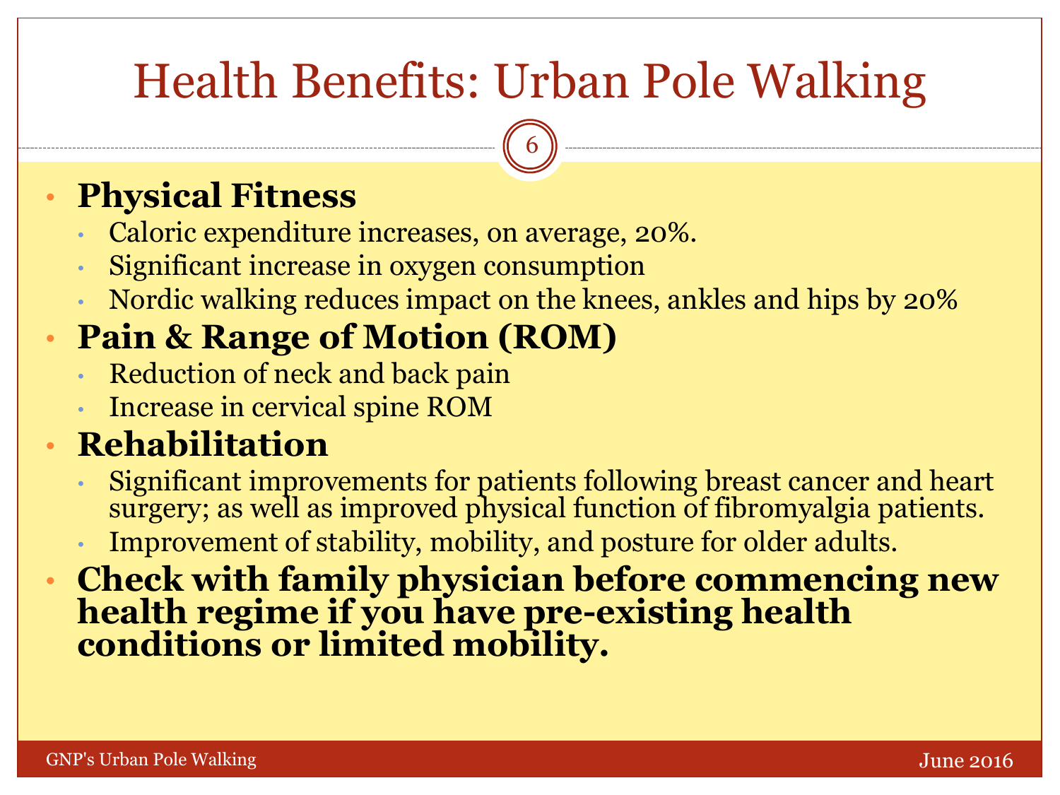# Health Benefits: Urban Pole Walking

- **Physical Fitness**
  - Caloric expenditure increases, on average, 20%.
  - Significant increase in oxygen consumption
  - Nordic walking reduces impact on the knees, ankles and hips by 20%
- **Pain & Range of Motion (ROM)**
  - Reduction of neck and back pain
  - Increase in cervical spine ROM
- **Rehabilitation**
  - Significant improvements for patients following breast cancer and heart surgery; as well as improved physical function of fibromyalgia patients.
  - Improvement of stability, mobility, and posture for older adults.
- **Check with family physician before commencing new health regime if you have pre-existing health conditions or limited mobility.**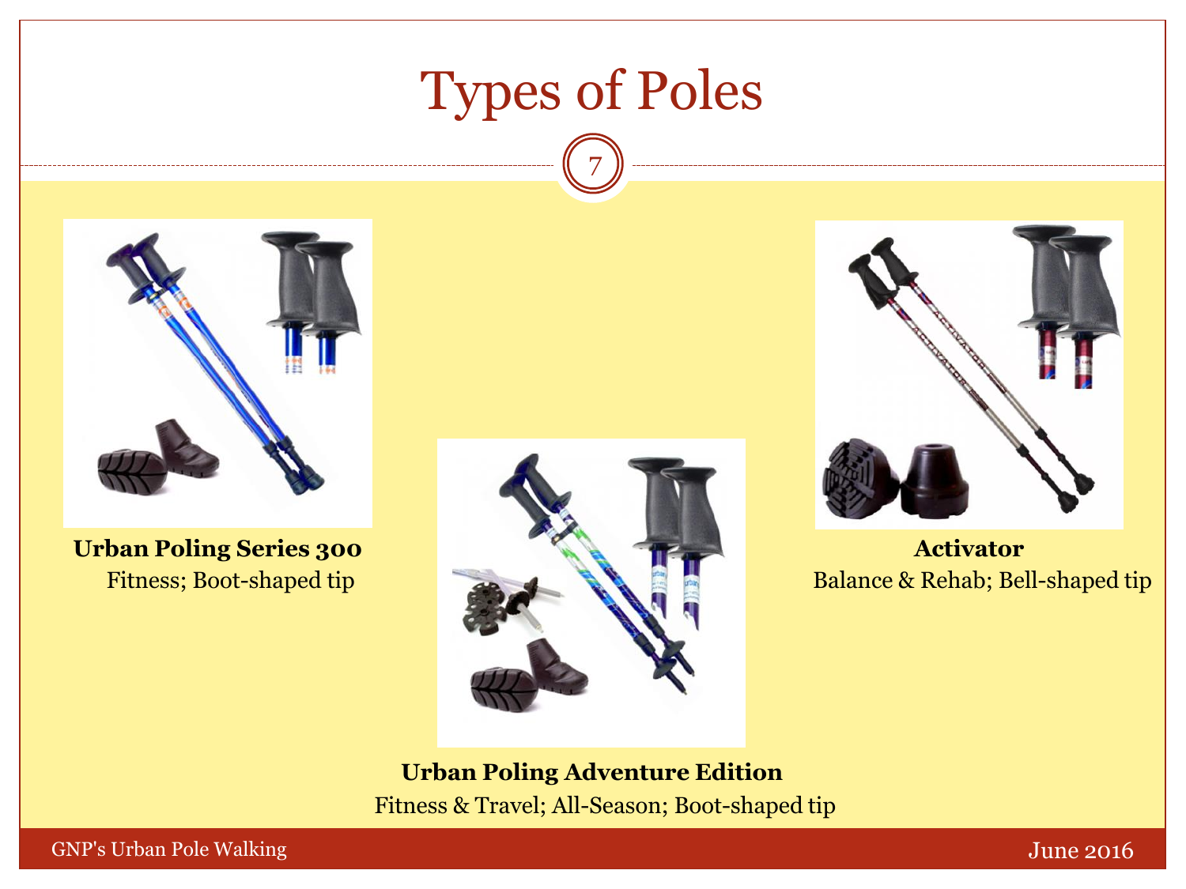# Types of Poles

**Urban Poling Series 300**
Fitness; Boot-shaped tip

**Urban Poling Adventure Edition**
Fitness & Travel; All-Season; Boot-shaped tip

**Activator**
Balance & Rehab; Bell-shaped tip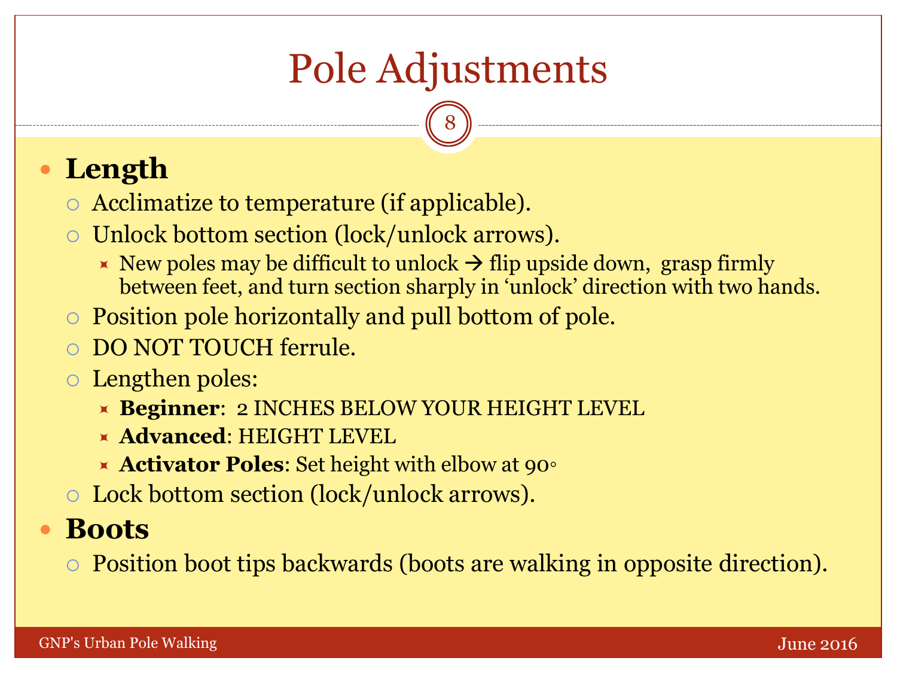# Pole Adjustments

- **Length**
  - Acclimatize to temperature (if applicable).
  - Unlock bottom section (lock/unlock arrows).
    - New poles may be difficult to unlock → flip upside down, grasp firmly between feet, and turn section sharply in 'unlock' direction with two hands.
  - Position pole horizontally and pull bottom of pole.
  - DO NOT TOUCH ferrule.
  - Lengthen poles:
    - **Beginner**: 2 INCHES BELOW YOUR HEIGHT LEVEL
    - **Advanced**: HEIGHT LEVEL
    - **Activator Poles**: Set height with elbow at 90°
  - Lock bottom section (lock/unlock arrows).
- **Boots**
  - Position boot tips backwards (boots are walking in opposite direction).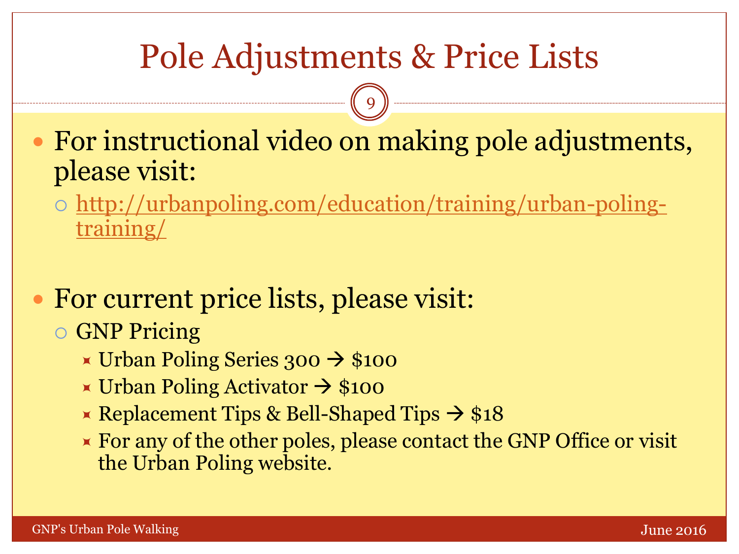# Pole Adjustments & Price Lists

- For instructional video on making pole adjustments, please visit:
  - http://urbanpoling.com/education/training/urban-poling-training/

- For current price lists, please visit:
  - GNP Pricing
    - Urban Poling Series 300 → $100
    - Urban Poling Activator → $100
    - Replacement Tips & Bell-Shaped Tips → $18
    - For any of the other poles, please contact the GNP Office or visit the Urban Poling website.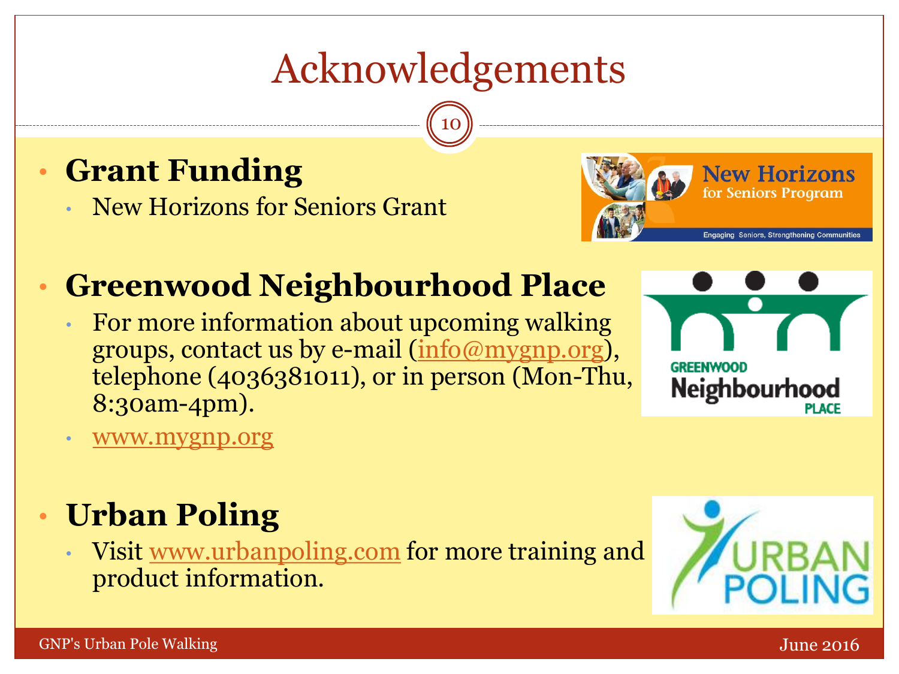# Acknowledgements

- **Grant Funding**
  - New Horizons for Seniors Grant

- **Greenwood Neighbourhood Place**
  - For more information about upcoming walking groups, contact us by e-mail (info@mygnp.org), telephone (4036381011), or in person (Mon-Thu, 8:30am-4pm).
  - www.mygnp.org

- **Urban Poling**
  - Visit www.urbanpoling.com for more training and product information.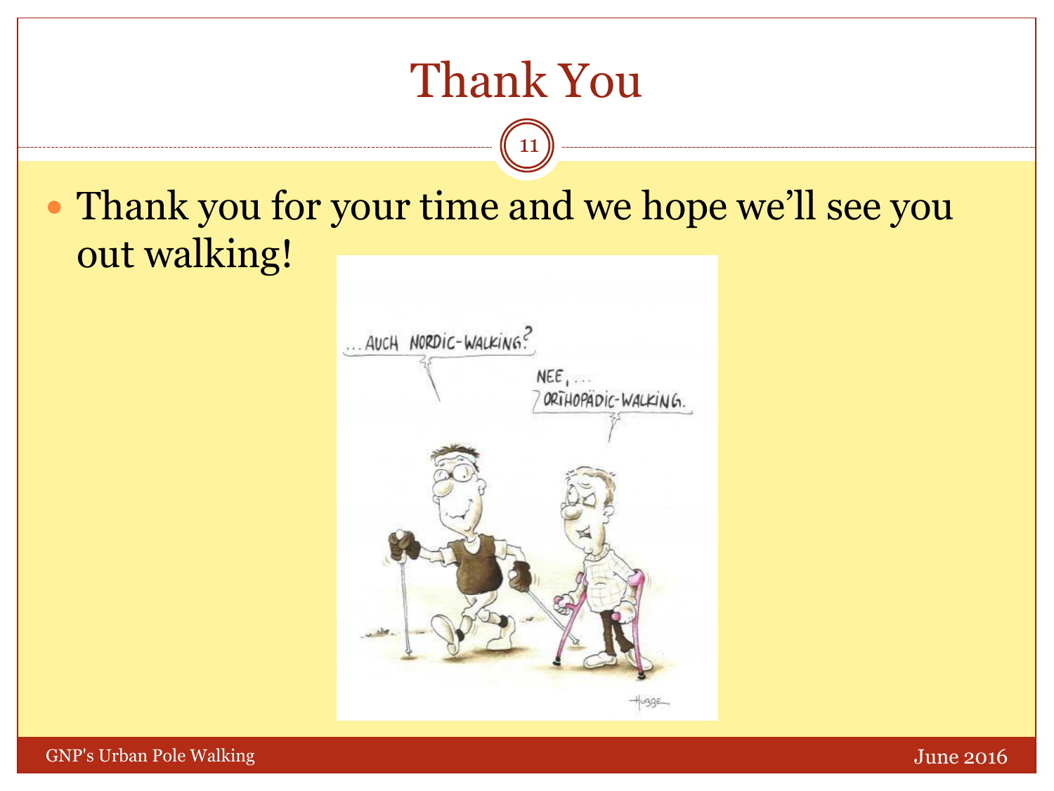# Thank You

- Thank you for your time and we hope we'll see you out walking!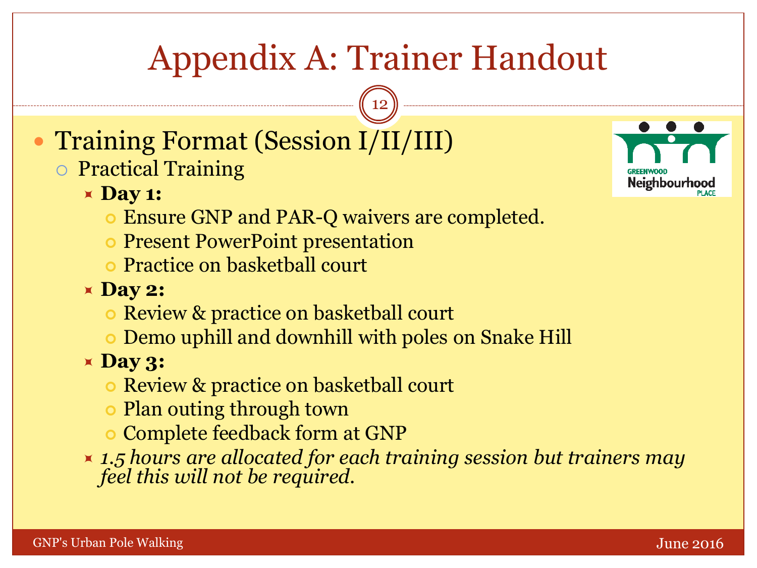# Appendix A: Trainer Handout

- Training Format (Session I/II/III)
  - Practical Training
    - **Day 1:**
      - Ensure GNP and PAR-Q waivers are completed.
      - Present PowerPoint presentation
      - Practice on basketball court
    - **Day 2:**
      - Review & practice on basketball court
      - Demo uphill and downhill with poles on Snake Hill
    - **Day 3:**
      - Review & practice on basketball court
      - Plan outing through town
      - Complete feedback form at GNP
    - *1.5 hours are allocated for each training session but trainers may feel this will not be required.*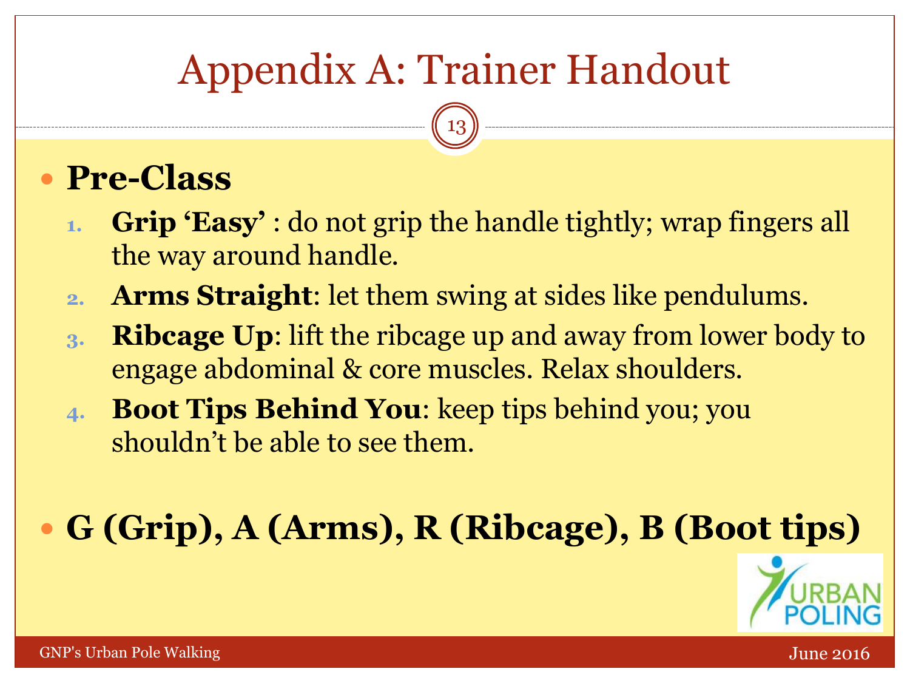# Appendix A: Trainer Handout

- **Pre-Class**
  1. **Grip 'Easy'** : do not grip the handle tightly; wrap fingers all the way around handle.
  2. **Arms Straight**: let them swing at sides like pendulums.
  3. **Ribcage Up**: lift the ribcage up and away from lower body to engage abdominal & core muscles. Relax shoulders.
  4. **Boot Tips Behind You**: keep tips behind you; you shouldn't be able to see them.

- **G (Grip), A (Arms), R (Ribcage), B (Boot tips)**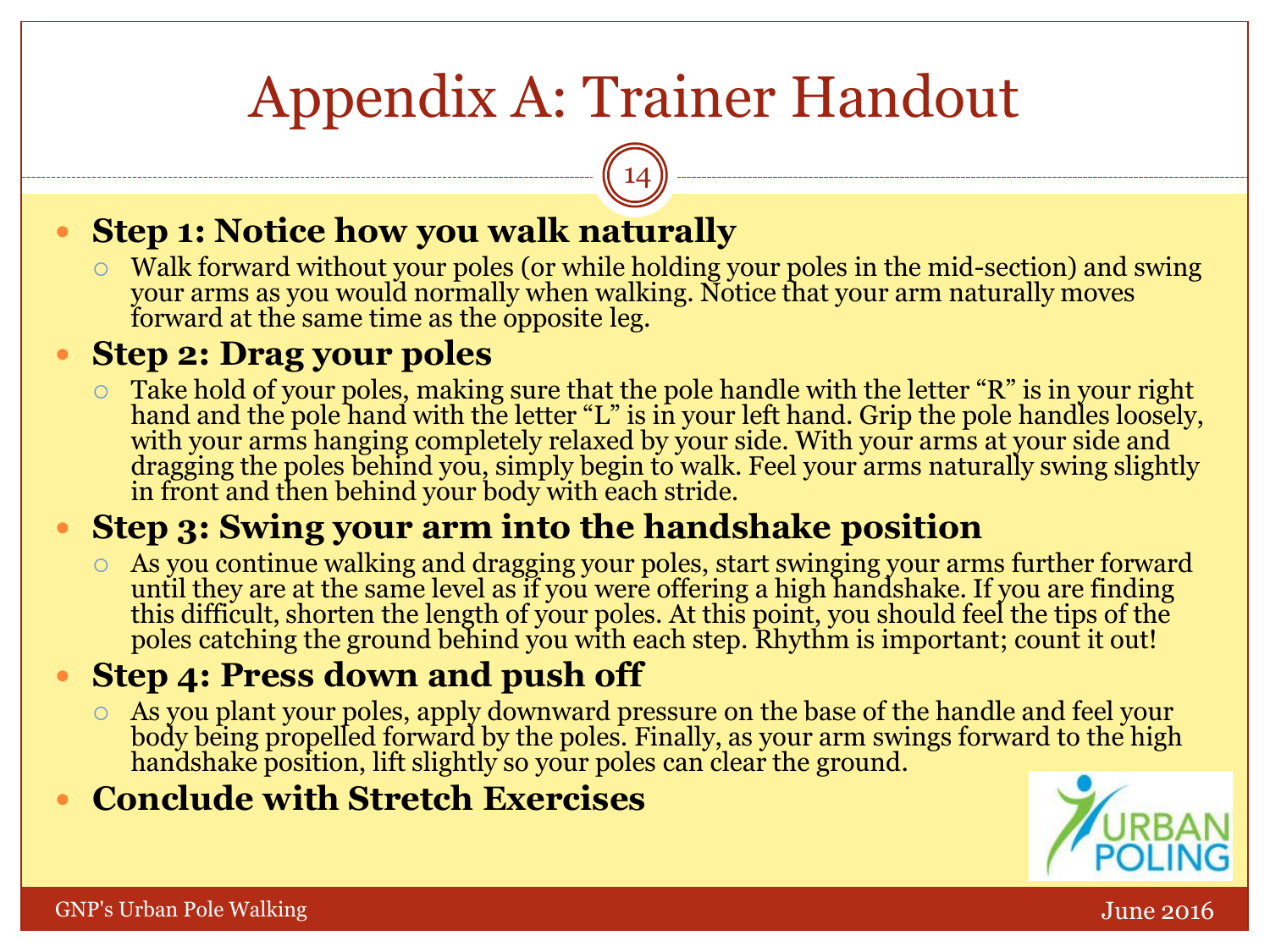# Appendix A: Trainer Handout

- **Step 1: Notice how you walk naturally**
  - Walk forward without your poles (or while holding your poles in the mid-section) and swing your arms as you would normally when walking. Notice that your arm naturally moves forward at the same time as the opposite leg.
- **Step 2: Drag your poles**
  - Take hold of your poles, making sure that the pole handle with the letter "R" is in your right hand and the pole hand with the letter "L" is in your left hand. Grip the pole handles loosely, with your arms hanging completely relaxed by your side. With your arms at your side and dragging the poles behind you, simply begin to walk. Feel your arms naturally swing slightly in front and then behind your body with each stride.
- **Step 3: Swing your arm into the handshake position**
  - As you continue walking and dragging your poles, start swinging your arms further forward until they are at the same level as if you were offering a high handshake. If you are finding this difficult, shorten the length of your poles. At this point, you should feel the tips of the poles catching the ground behind you with each step. Rhythm is important; count it out!
- **Step 4: Press down and push off**
  - As you plant your poles, apply downward pressure on the base of the handle and feel your body being propelled forward by the poles. Finally, as your arm swings forward to the high handshake position, lift slightly so your poles can clear the ground.
- **Conclude with Stretch Exercises**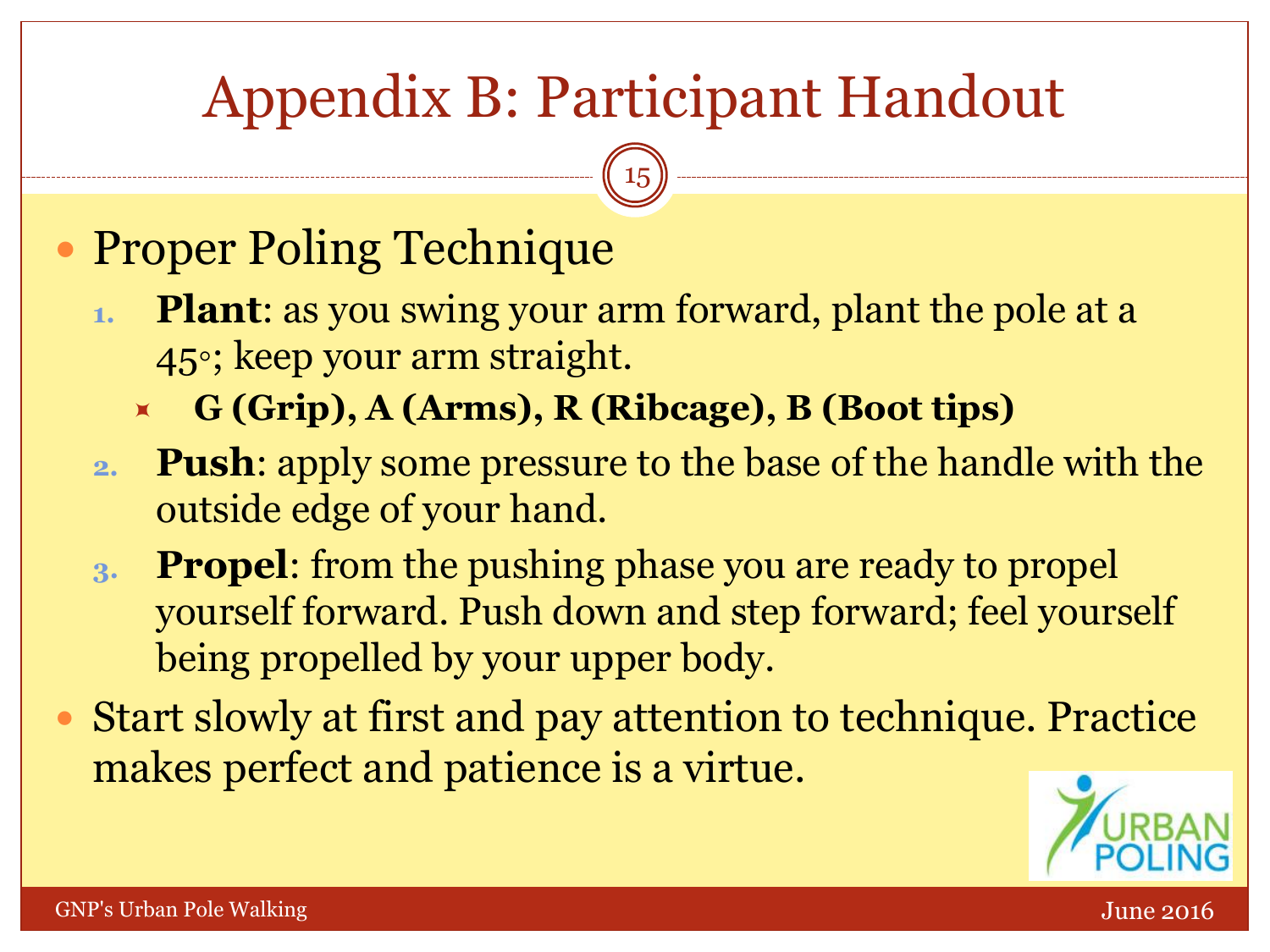# Appendix B: Participant Handout

- Proper Poling Technique
  1. **Plant**: as you swing your arm forward, plant the pole at a 45°; keep your arm straight.
     - **G (Grip), A (Arms), R (Ribcage), B (Boot tips)**
  2. **Push**: apply some pressure to the base of the handle with the outside edge of your hand.
  3. **Propel**: from the pushing phase you are ready to propel yourself forward. Push down and step forward; feel yourself being propelled by your upper body.
- Start slowly at first and pay attention to technique. Practice makes perfect and patience is a virtue.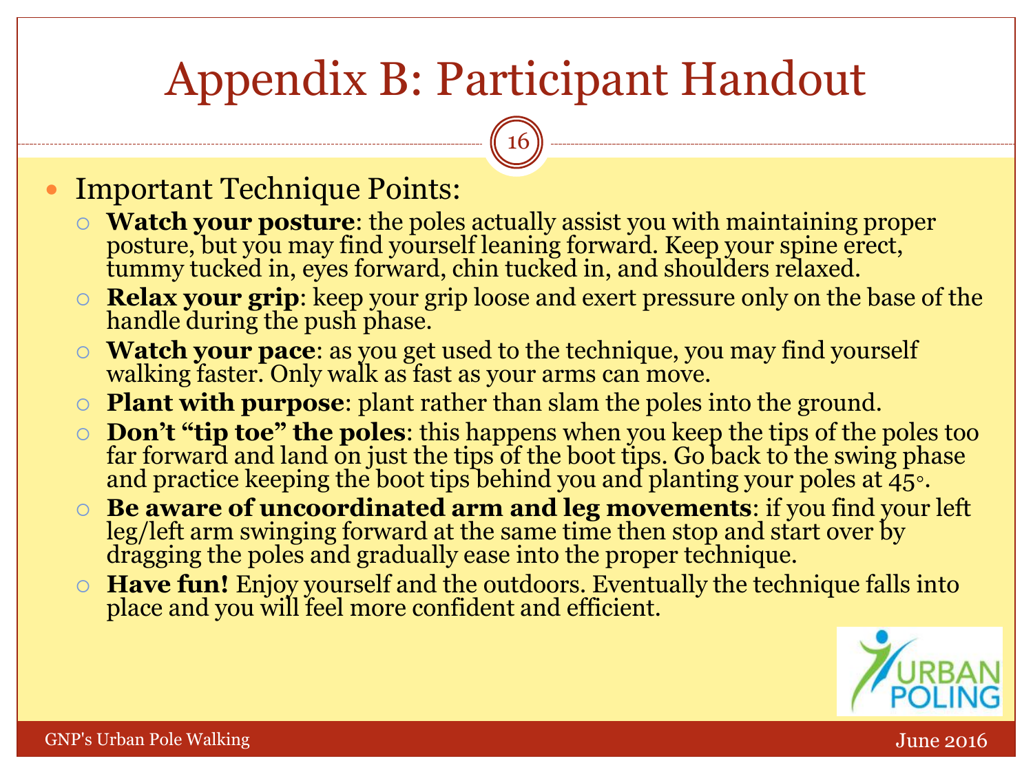# Appendix B: Participant Handout

- Important Technique Points:
  - **Watch your posture**: the poles actually assist you with maintaining proper posture, but you may find yourself leaning forward. Keep your spine erect, tummy tucked in, eyes forward, chin tucked in, and shoulders relaxed.
  - **Relax your grip**: keep your grip loose and exert pressure only on the base of the handle during the push phase.
  - **Watch your pace**: as you get used to the technique, you may find yourself walking faster. Only walk as fast as your arms can move.
  - **Plant with purpose**: plant rather than slam the poles into the ground.
  - **Don't "tip toe" the poles**: this happens when you keep the tips of the poles too far forward and land on just the tips of the boot tips. Go back to the swing phase and practice keeping the boot tips behind you and planting your poles at 45°.
  - **Be aware of uncoordinated arm and leg movements**: if you find your left leg/left arm swinging forward at the same time then stop and start over by dragging the poles and gradually ease into the proper technique.
  - **Have fun!** Enjoy yourself and the outdoors. Eventually the technique falls into place and you will feel more confident and efficient.

URBAN POLING